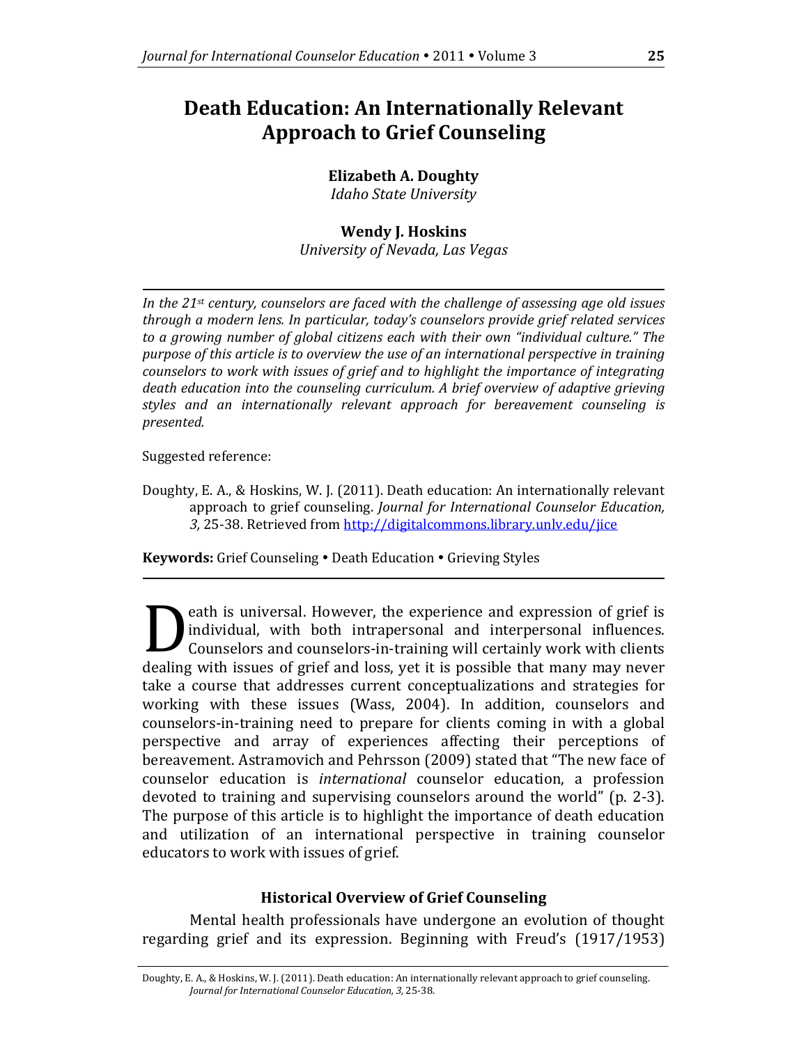# Death Education: An Internationally Relevant Approach to Grief Counseling

**Elizabeth A. Doughty**
*Idaho State University*

**Wendy J. Hoskins**
*University of Nevada, Las Vegas*

*In the 21st century, counselors are faced with the challenge of assessing age old issues through a modern lens. In particular, today's counselors provide grief related services to a growing number of global citizens each with their own "individual culture." The purpose of this article is to overview the use of an international perspective in training counselors to work with issues of grief and to highlight the importance of integrating death education into the counseling curriculum. A brief overview of adaptive grieving styles and an internationally relevant approach for bereavement counseling is presented.*

Suggested reference:

Doughty, E. A., & Hoskins, W. J. (2011). Death education: An internationally relevant approach to grief counseling. *Journal for International Counselor Education, 3,* 25-38. Retrieved from http://digitalcommons.library.unlv.edu/jice

**Keywords:** Grief Counseling • Death Education • Grieving Styles

---

Death is universal. However, the experience and expression of grief is individual, with both intrapersonal and interpersonal influences. Counselors and counselors-in-training will certainly work with clients dealing with issues of grief and loss, yet it is possible that many may never take a course that addresses current conceptualizations and strategies for working with these issues (Wass, 2004). In addition, counselors and counselors-in-training need to prepare for clients coming in with a global perspective and array of experiences affecting their perceptions of bereavement. Astramovich and Pehrsson (2009) stated that "The new face of counselor education is *international* counselor education, a profession devoted to training and supervising counselors around the world" (p. 2-3). The purpose of this article is to highlight the importance of death education and utilization of an international perspective in training counselor educators to work with issues of grief.

### Historical Overview of Grief Counseling

Mental health professionals have undergone an evolution of thought regarding grief and its expression. Beginning with Freud's (1917/1953)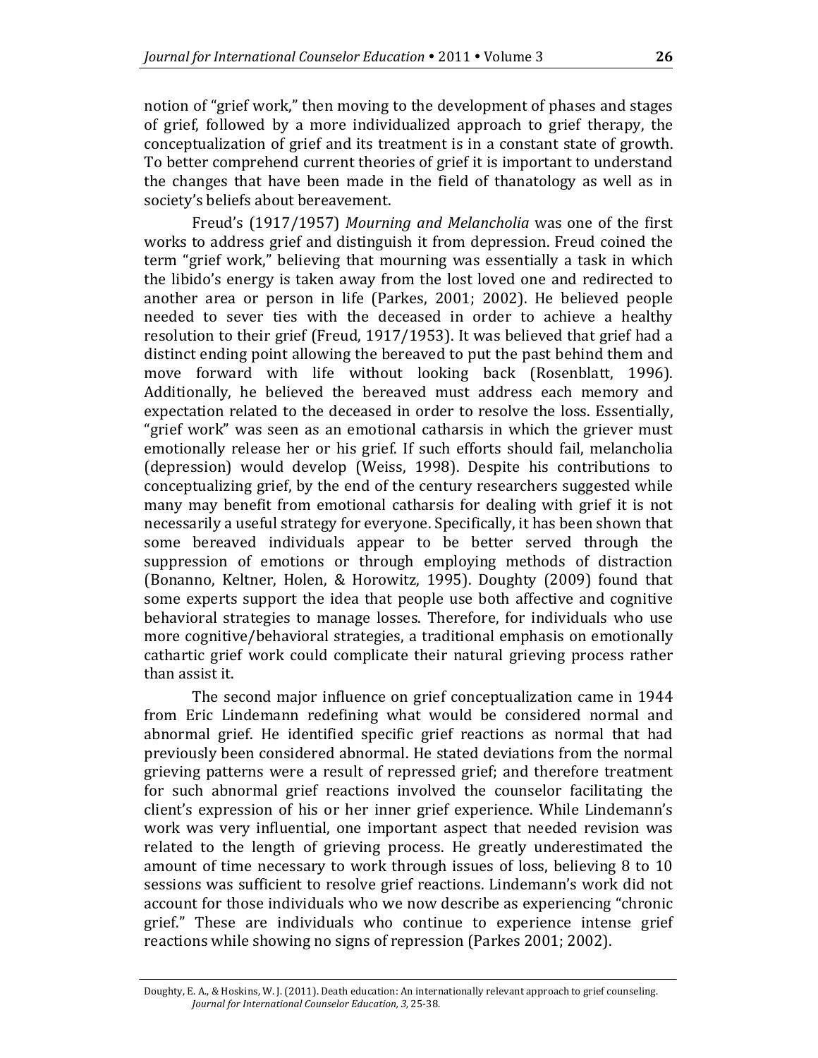notion of "grief work," then moving to the development of phases and stages of grief, followed by a more individualized approach to grief therapy, the conceptualization of grief and its treatment is in a constant state of growth. To better comprehend current theories of grief it is important to understand the changes that have been made in the field of thanatology as well as in society's beliefs about bereavement.

Freud's (1917/1957) *Mourning and Melancholia* was one of the first works to address grief and distinguish it from depression. Freud coined the term "grief work," believing that mourning was essentially a task in which the libido's energy is taken away from the lost loved one and redirected to another area or person in life (Parkes, 2001; 2002). He believed people needed to sever ties with the deceased in order to achieve a healthy resolution to their grief (Freud, 1917/1953). It was believed that grief had a distinct ending point allowing the bereaved to put the past behind them and move forward with life without looking back (Rosenblatt, 1996). Additionally, he believed the bereaved must address each memory and expectation related to the deceased in order to resolve the loss. Essentially, "grief work" was seen as an emotional catharsis in which the griever must emotionally release her or his grief. If such efforts should fail, melancholia (depression) would develop (Weiss, 1998). Despite his contributions to conceptualizing grief, by the end of the century researchers suggested while many may benefit from emotional catharsis for dealing with grief it is not necessarily a useful strategy for everyone. Specifically, it has been shown that some bereaved individuals appear to be better served through the suppression of emotions or through employing methods of distraction (Bonanno, Keltner, Holen, & Horowitz, 1995). Doughty (2009) found that some experts support the idea that people use both affective and cognitive behavioral strategies to manage losses. Therefore, for individuals who use more cognitive/behavioral strategies, a traditional emphasis on emotionally cathartic grief work could complicate their natural grieving process rather than assist it.

The second major influence on grief conceptualization came in 1944 from Eric Lindemann redefining what would be considered normal and abnormal grief. He identified specific grief reactions as normal that had previously been considered abnormal. He stated deviations from the normal grieving patterns were a result of repressed grief; and therefore treatment for such abnormal grief reactions involved the counselor facilitating the client's expression of his or her inner grief experience. While Lindemann's work was very influential, one important aspect that needed revision was related to the length of grieving process. He greatly underestimated the amount of time necessary to work through issues of loss, believing 8 to 10 sessions was sufficient to resolve grief reactions. Lindemann's work did not account for those individuals who we now describe as experiencing "chronic grief." These are individuals who continue to experience intense grief reactions while showing no signs of repression (Parkes 2001; 2002).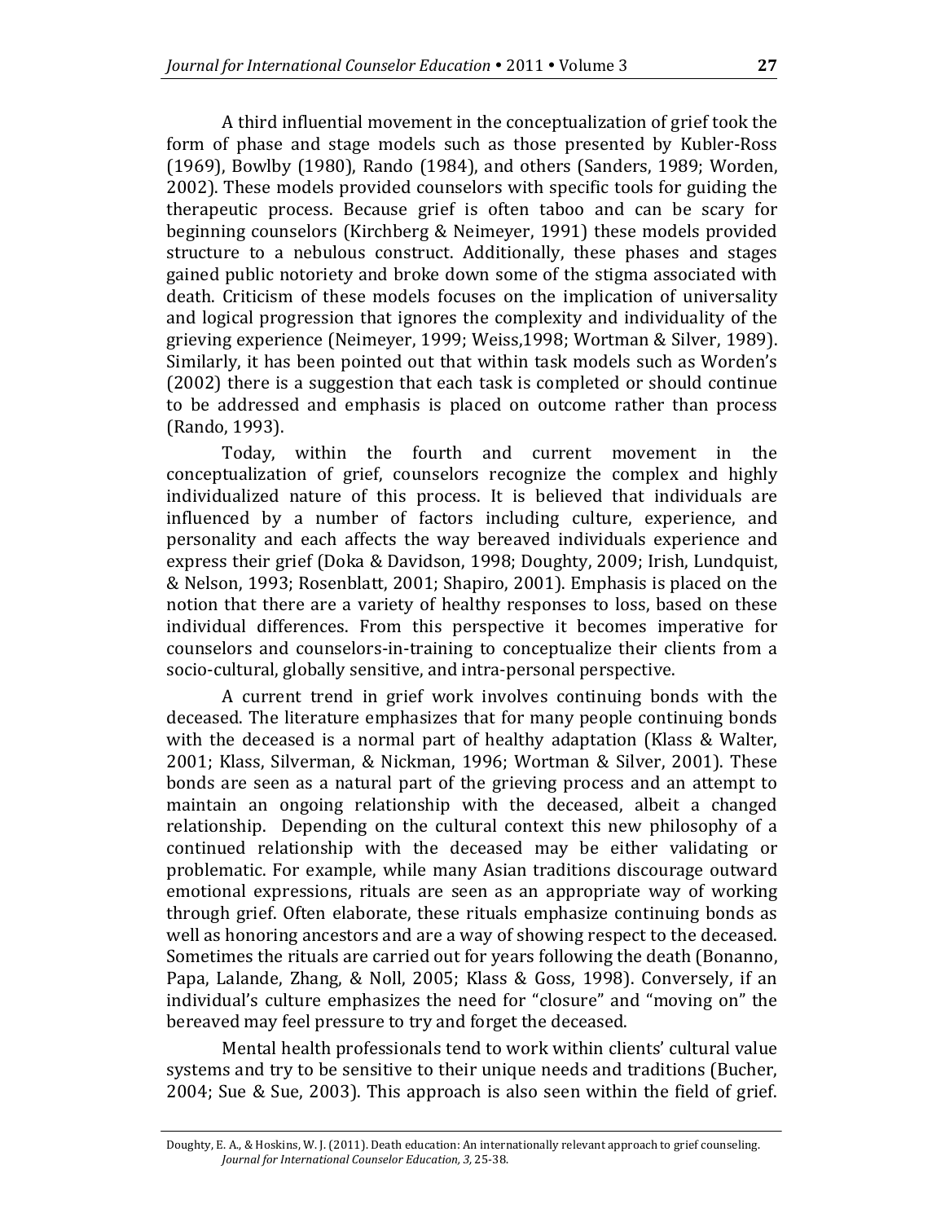A third influential movement in the conceptualization of grief took the form of phase and stage models such as those presented by Kubler-Ross (1969), Bowlby (1980), Rando (1984), and others (Sanders, 1989; Worden, 2002). These models provided counselors with specific tools for guiding the therapeutic process. Because grief is often taboo and can be scary for beginning counselors (Kirchberg & Neimeyer, 1991) these models provided structure to a nebulous construct. Additionally, these phases and stages gained public notoriety and broke down some of the stigma associated with death. Criticism of these models focuses on the implication of universality and logical progression that ignores the complexity and individuality of the grieving experience (Neimeyer, 1999; Weiss,1998; Wortman & Silver, 1989). Similarly, it has been pointed out that within task models such as Worden's (2002) there is a suggestion that each task is completed or should continue to be addressed and emphasis is placed on outcome rather than process (Rando, 1993).

Today, within the fourth and current movement in the conceptualization of grief, counselors recognize the complex and highly individualized nature of this process. It is believed that individuals are influenced by a number of factors including culture, experience, and personality and each affects the way bereaved individuals experience and express their grief (Doka & Davidson, 1998; Doughty, 2009; Irish, Lundquist, & Nelson, 1993; Rosenblatt, 2001; Shapiro, 2001). Emphasis is placed on the notion that there are a variety of healthy responses to loss, based on these individual differences. From this perspective it becomes imperative for counselors and counselors-in-training to conceptualize their clients from a socio-cultural, globally sensitive, and intra-personal perspective.

A current trend in grief work involves continuing bonds with the deceased. The literature emphasizes that for many people continuing bonds with the deceased is a normal part of healthy adaptation (Klass & Walter, 2001; Klass, Silverman, & Nickman, 1996; Wortman & Silver, 2001). These bonds are seen as a natural part of the grieving process and an attempt to maintain an ongoing relationship with the deceased, albeit a changed relationship. Depending on the cultural context this new philosophy of a continued relationship with the deceased may be either validating or problematic. For example, while many Asian traditions discourage outward emotional expressions, rituals are seen as an appropriate way of working through grief. Often elaborate, these rituals emphasize continuing bonds as well as honoring ancestors and are a way of showing respect to the deceased. Sometimes the rituals are carried out for years following the death (Bonanno, Papa, Lalande, Zhang, & Noll, 2005; Klass & Goss, 1998). Conversely, if an individual's culture emphasizes the need for "closure" and "moving on" the bereaved may feel pressure to try and forget the deceased.

Mental health professionals tend to work within clients' cultural value systems and try to be sensitive to their unique needs and traditions (Bucher, 2004; Sue & Sue, 2003). This approach is also seen within the field of grief.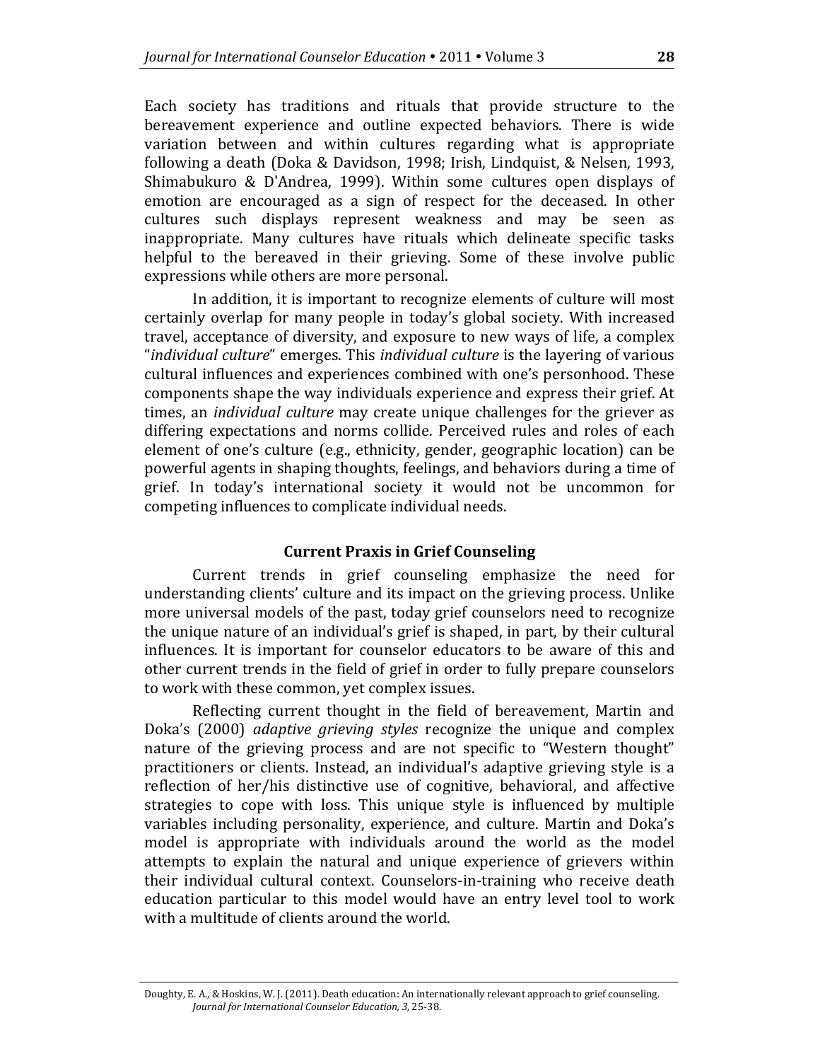Each society has traditions and rituals that provide structure to the bereavement experience and outline expected behaviors. There is wide variation between and within cultures regarding what is appropriate following a death (Doka & Davidson, 1998; Irish, Lindquist, & Nelsen, 1993, Shimabukuro & D'Andrea, 1999). Within some cultures open displays of emotion are encouraged as a sign of respect for the deceased. In other cultures such displays represent weakness and may be seen as inappropriate. Many cultures have rituals which delineate specific tasks helpful to the bereaved in their grieving. Some of these involve public expressions while others are more personal.

In addition, it is important to recognize elements of culture will most certainly overlap for many people in today's global society. With increased travel, acceptance of diversity, and exposure to new ways of life, a complex "*individual culture*" emerges. This *individual culture* is the layering of various cultural influences and experiences combined with one's personhood. These components shape the way individuals experience and express their grief. At times, an *individual culture* may create unique challenges for the griever as differing expectations and norms collide. Perceived rules and roles of each element of one's culture (e.g., ethnicity, gender, geographic location) can be powerful agents in shaping thoughts, feelings, and behaviors during a time of grief. In today's international society it would not be uncommon for competing influences to complicate individual needs.

## Current Praxis in Grief Counseling

Current trends in grief counseling emphasize the need for understanding clients' culture and its impact on the grieving process. Unlike more universal models of the past, today grief counselors need to recognize the unique nature of an individual's grief is shaped, in part, by their cultural influences. It is important for counselor educators to be aware of this and other current trends in the field of grief in order to fully prepare counselors to work with these common, yet complex issues.

Reflecting current thought in the field of bereavement, Martin and Doka's (2000) *adaptive grieving styles* recognize the unique and complex nature of the grieving process and are not specific to "Western thought" practitioners or clients. Instead, an individual's adaptive grieving style is a reflection of her/his distinctive use of cognitive, behavioral, and affective strategies to cope with loss. This unique style is influenced by multiple variables including personality, experience, and culture. Martin and Doka's model is appropriate with individuals around the world as the model attempts to explain the natural and unique experience of grievers within their individual cultural context. Counselors-in-training who receive death education particular to this model would have an entry level tool to work with a multitude of clients around the world.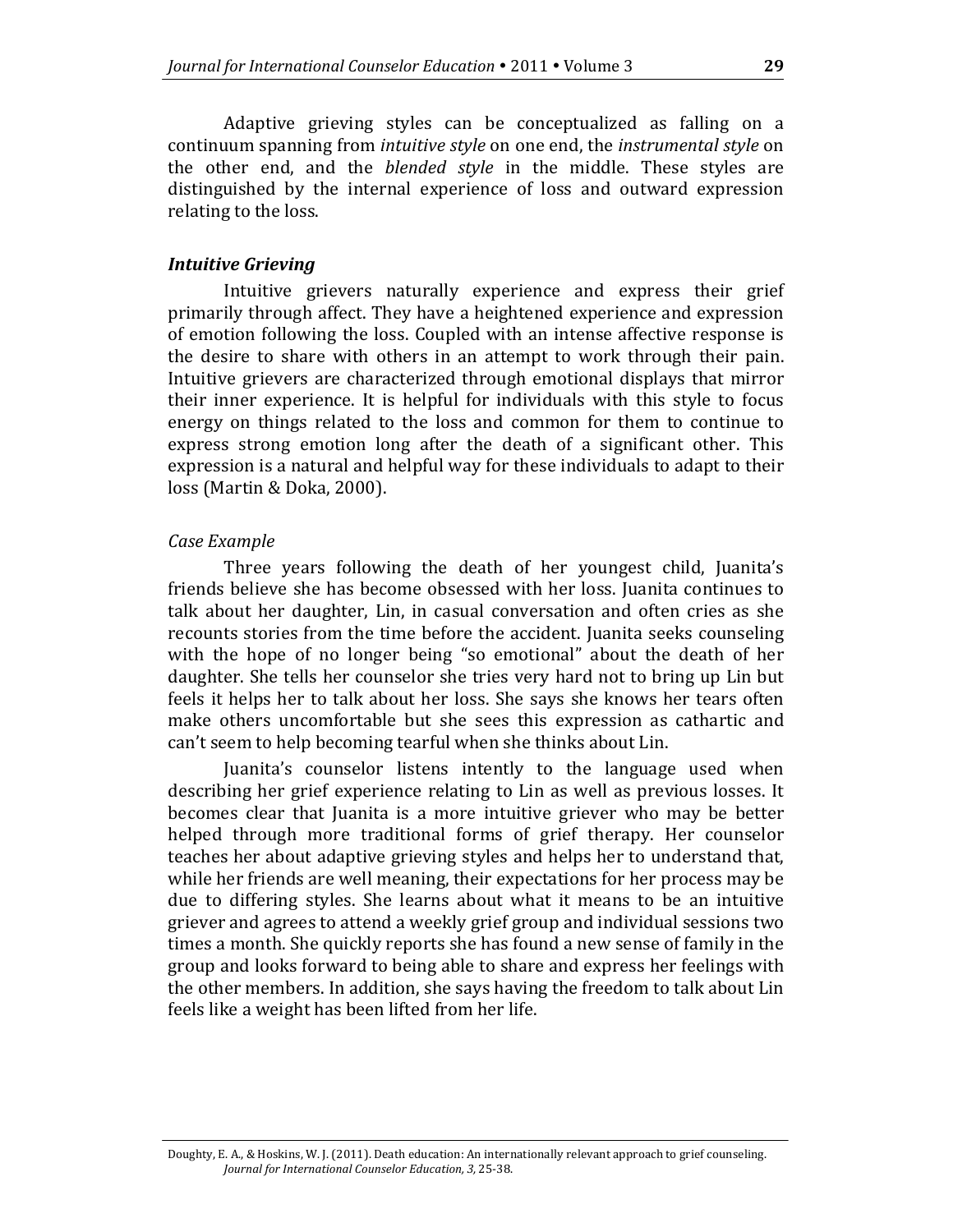Adaptive grieving styles can be conceptualized as falling on a continuum spanning from *intuitive style* on one end, the *instrumental style* on the other end, and the *blended style* in the middle. These styles are distinguished by the internal experience of loss and outward expression relating to the loss.

### *Intuitive Grieving*

Intuitive grievers naturally experience and express their grief primarily through affect. They have a heightened experience and expression of emotion following the loss. Coupled with an intense affective response is the desire to share with others in an attempt to work through their pain. Intuitive grievers are characterized through emotional displays that mirror their inner experience. It is helpful for individuals with this style to focus energy on things related to the loss and common for them to continue to express strong emotion long after the death of a significant other. This expression is a natural and helpful way for these individuals to adapt to their loss (Martin & Doka, 2000).

#### *Case Example*

Three years following the death of her youngest child, Juanita's friends believe she has become obsessed with her loss. Juanita continues to talk about her daughter, Lin, in casual conversation and often cries as she recounts stories from the time before the accident. Juanita seeks counseling with the hope of no longer being "so emotional" about the death of her daughter. She tells her counselor she tries very hard not to bring up Lin but feels it helps her to talk about her loss. She says she knows her tears often make others uncomfortable but she sees this expression as cathartic and can't seem to help becoming tearful when she thinks about Lin.

Juanita's counselor listens intently to the language used when describing her grief experience relating to Lin as well as previous losses. It becomes clear that Juanita is a more intuitive griever who may be better helped through more traditional forms of grief therapy. Her counselor teaches her about adaptive grieving styles and helps her to understand that, while her friends are well meaning, their expectations for her process may be due to differing styles. She learns about what it means to be an intuitive griever and agrees to attend a weekly grief group and individual sessions two times a month. She quickly reports she has found a new sense of family in the group and looks forward to being able to share and express her feelings with the other members. In addition, she says having the freedom to talk about Lin feels like a weight has been lifted from her life.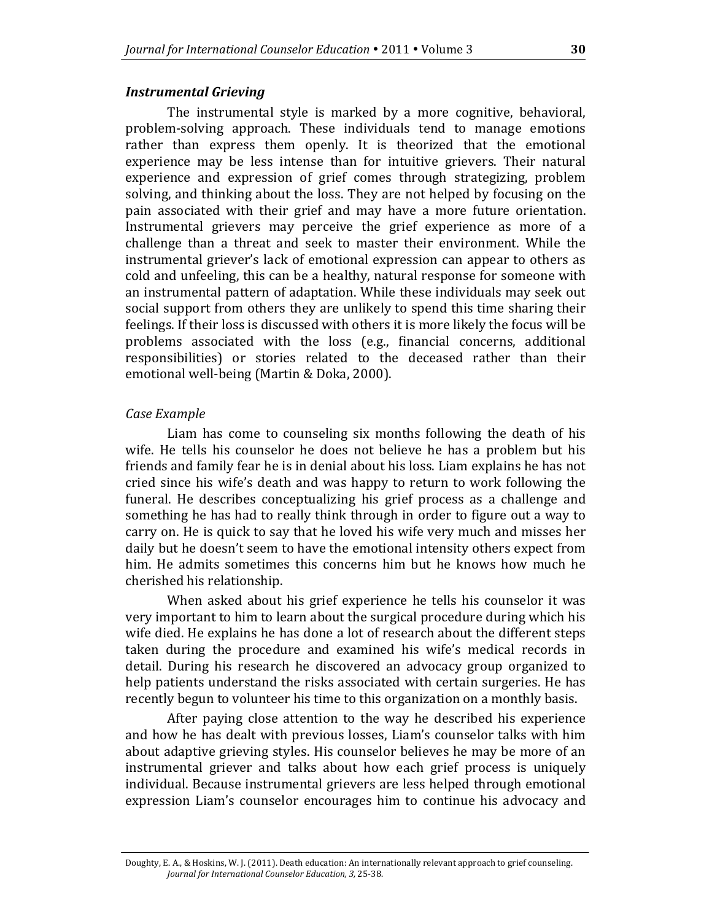### *Instrumental Grieving*

The instrumental style is marked by a more cognitive, behavioral, problem-solving approach. These individuals tend to manage emotions rather than express them openly. It is theorized that the emotional experience may be less intense than for intuitive grievers. Their natural experience and expression of grief comes through strategizing, problem solving, and thinking about the loss. They are not helped by focusing on the pain associated with their grief and may have a more future orientation. Instrumental grievers may perceive the grief experience as more of a challenge than a threat and seek to master their environment. While the instrumental griever's lack of emotional expression can appear to others as cold and unfeeling, this can be a healthy, natural response for someone with an instrumental pattern of adaptation. While these individuals may seek out social support from others they are unlikely to spend this time sharing their feelings. If their loss is discussed with others it is more likely the focus will be problems associated with the loss (e.g., financial concerns, additional responsibilities) or stories related to the deceased rather than their emotional well-being (Martin & Doka, 2000).

*Case Example*

Liam has come to counseling six months following the death of his wife. He tells his counselor he does not believe he has a problem but his friends and family fear he is in denial about his loss. Liam explains he has not cried since his wife's death and was happy to return to work following the funeral. He describes conceptualizing his grief process as a challenge and something he has had to really think through in order to figure out a way to carry on. He is quick to say that he loved his wife very much and misses her daily but he doesn't seem to have the emotional intensity others expect from him. He admits sometimes this concerns him but he knows how much he cherished his relationship.

When asked about his grief experience he tells his counselor it was very important to him to learn about the surgical procedure during which his wife died. He explains he has done a lot of research about the different steps taken during the procedure and examined his wife's medical records in detail. During his research he discovered an advocacy group organized to help patients understand the risks associated with certain surgeries. He has recently begun to volunteer his time to this organization on a monthly basis.

After paying close attention to the way he described his experience and how he has dealt with previous losses, Liam's counselor talks with him about adaptive grieving styles. His counselor believes he may be more of an instrumental griever and talks about how each grief process is uniquely individual. Because instrumental grievers are less helped through emotional expression Liam's counselor encourages him to continue his advocacy and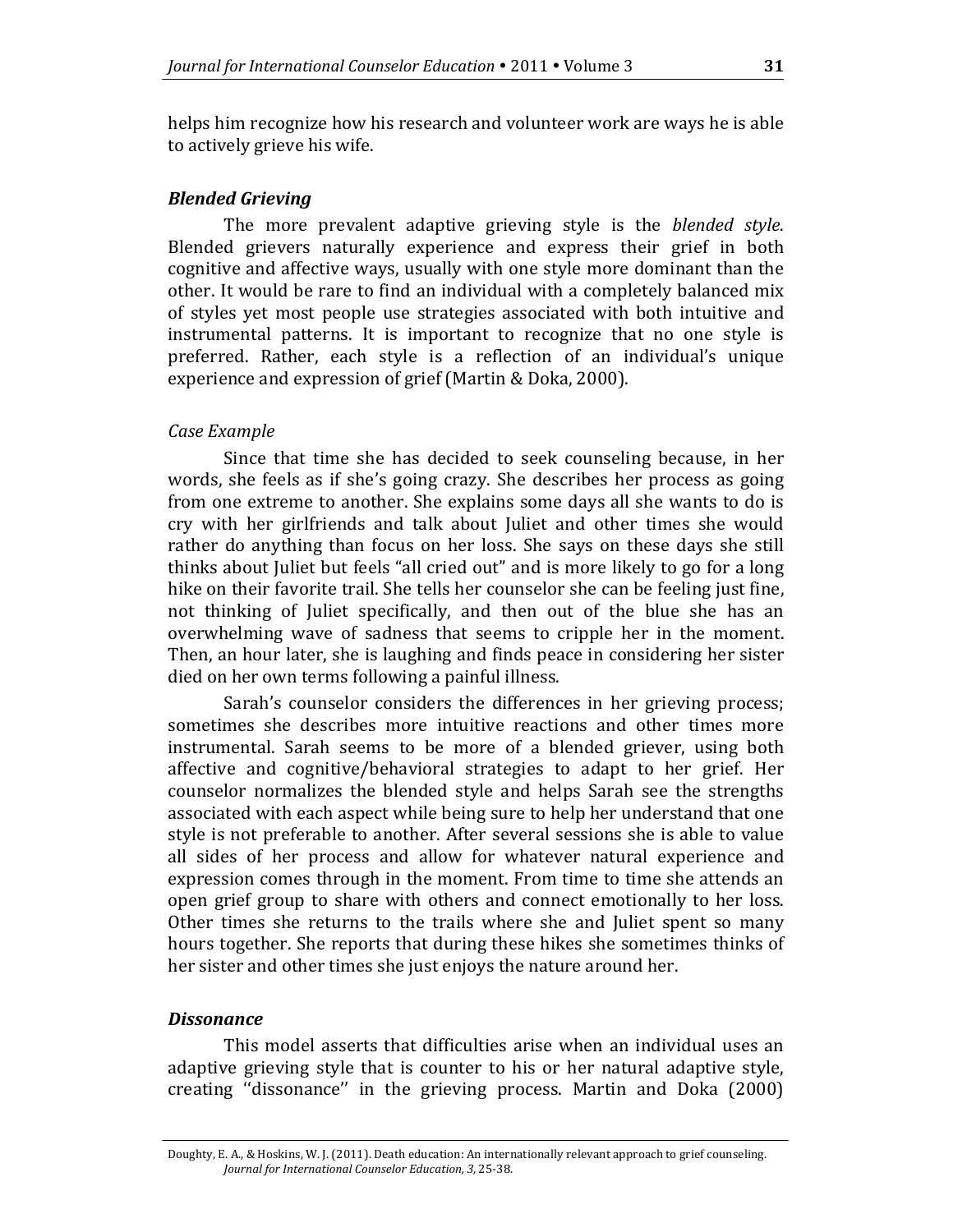helps him recognize how his research and volunteer work are ways he is able to actively grieve his wife.

### *Blended Grieving*

The more prevalent adaptive grieving style is the *blended style*. Blended grievers naturally experience and express their grief in both cognitive and affective ways, usually with one style more dominant than the other. It would be rare to find an individual with a completely balanced mix of styles yet most people use strategies associated with both intuitive and instrumental patterns. It is important to recognize that no one style is preferred. Rather, each style is a reflection of an individual's unique experience and expression of grief (Martin & Doka, 2000).

#### *Case Example*

Since that time she has decided to seek counseling because, in her words, she feels as if she's going crazy. She describes her process as going from one extreme to another. She explains some days all she wants to do is cry with her girlfriends and talk about Juliet and other times she would rather do anything than focus on her loss. She says on these days she still thinks about Juliet but feels "all cried out" and is more likely to go for a long hike on their favorite trail. She tells her counselor she can be feeling just fine, not thinking of Juliet specifically, and then out of the blue she has an overwhelming wave of sadness that seems to cripple her in the moment. Then, an hour later, she is laughing and finds peace in considering her sister died on her own terms following a painful illness.

Sarah's counselor considers the differences in her grieving process; sometimes she describes more intuitive reactions and other times more instrumental. Sarah seems to be more of a blended griever, using both affective and cognitive/behavioral strategies to adapt to her grief. Her counselor normalizes the blended style and helps Sarah see the strengths associated with each aspect while being sure to help her understand that one style is not preferable to another. After several sessions she is able to value all sides of her process and allow for whatever natural experience and expression comes through in the moment. From time to time she attends an open grief group to share with others and connect emotionally to her loss. Other times she returns to the trails where she and Juliet spent so many hours together. She reports that during these hikes she sometimes thinks of her sister and other times she just enjoys the nature around her.

### *Dissonance*

This model asserts that difficulties arise when an individual uses an adaptive grieving style that is counter to his or her natural adaptive style, creating ''dissonance'' in the grieving process. Martin and Doka (2000)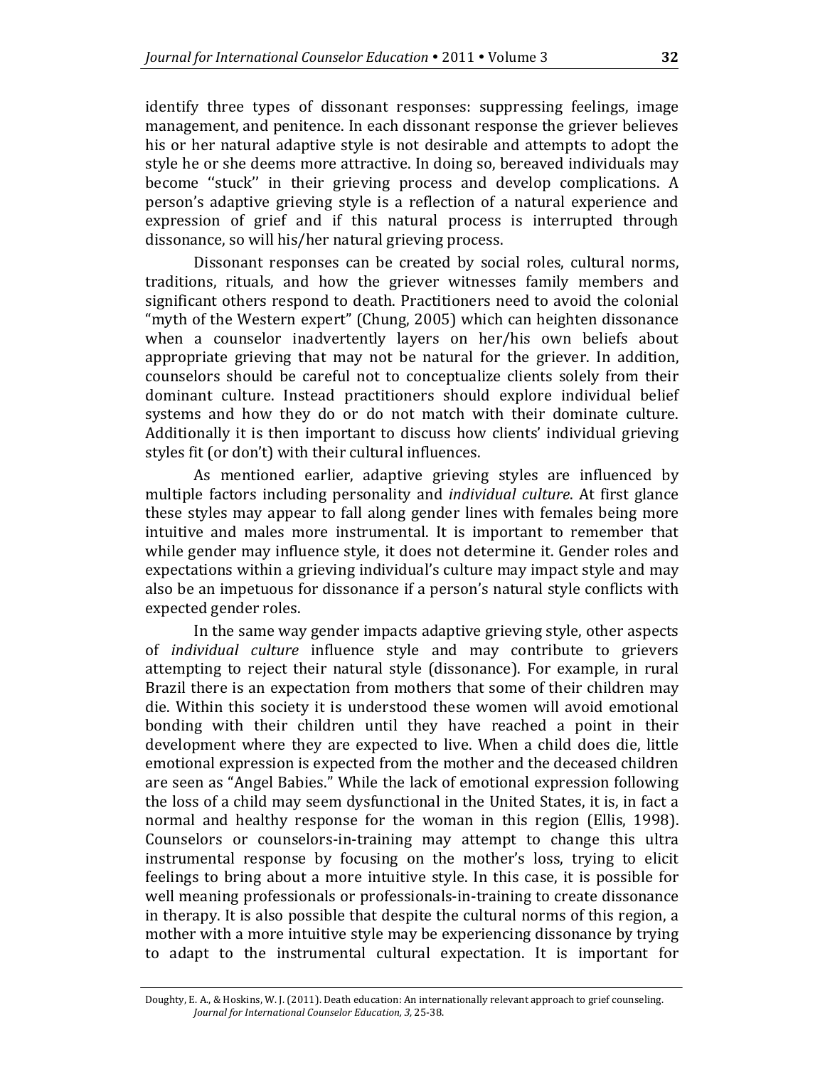identify three types of dissonant responses: suppressing feelings, image management, and penitence. In each dissonant response the griever believes his or her natural adaptive style is not desirable and attempts to adopt the style he or she deems more attractive. In doing so, bereaved individuals may become ''stuck'' in their grieving process and develop complications. A person's adaptive grieving style is a reflection of a natural experience and expression of grief and if this natural process is interrupted through dissonance, so will his/her natural grieving process.

Dissonant responses can be created by social roles, cultural norms, traditions, rituals, and how the griever witnesses family members and significant others respond to death. Practitioners need to avoid the colonial "myth of the Western expert" (Chung, 2005) which can heighten dissonance when a counselor inadvertently layers on her/his own beliefs about appropriate grieving that may not be natural for the griever. In addition, counselors should be careful not to conceptualize clients solely from their dominant culture. Instead practitioners should explore individual belief systems and how they do or do not match with their dominate culture. Additionally it is then important to discuss how clients' individual grieving styles fit (or don't) with their cultural influences.

As mentioned earlier, adaptive grieving styles are influenced by multiple factors including personality and *individual culture*. At first glance these styles may appear to fall along gender lines with females being more intuitive and males more instrumental. It is important to remember that while gender may influence style, it does not determine it. Gender roles and expectations within a grieving individual's culture may impact style and may also be an impetuous for dissonance if a person's natural style conflicts with expected gender roles.

In the same way gender impacts adaptive grieving style, other aspects of *individual culture* influence style and may contribute to grievers attempting to reject their natural style (dissonance). For example, in rural Brazil there is an expectation from mothers that some of their children may die. Within this society it is understood these women will avoid emotional bonding with their children until they have reached a point in their development where they are expected to live. When a child does die, little emotional expression is expected from the mother and the deceased children are seen as "Angel Babies." While the lack of emotional expression following the loss of a child may seem dysfunctional in the United States, it is, in fact a normal and healthy response for the woman in this region (Ellis, 1998). Counselors or counselors-in-training may attempt to change this ultra instrumental response by focusing on the mother's loss, trying to elicit feelings to bring about a more intuitive style. In this case, it is possible for well meaning professionals or professionals-in-training to create dissonance in therapy. It is also possible that despite the cultural norms of this region, a mother with a more intuitive style may be experiencing dissonance by trying to adapt to the instrumental cultural expectation. It is important for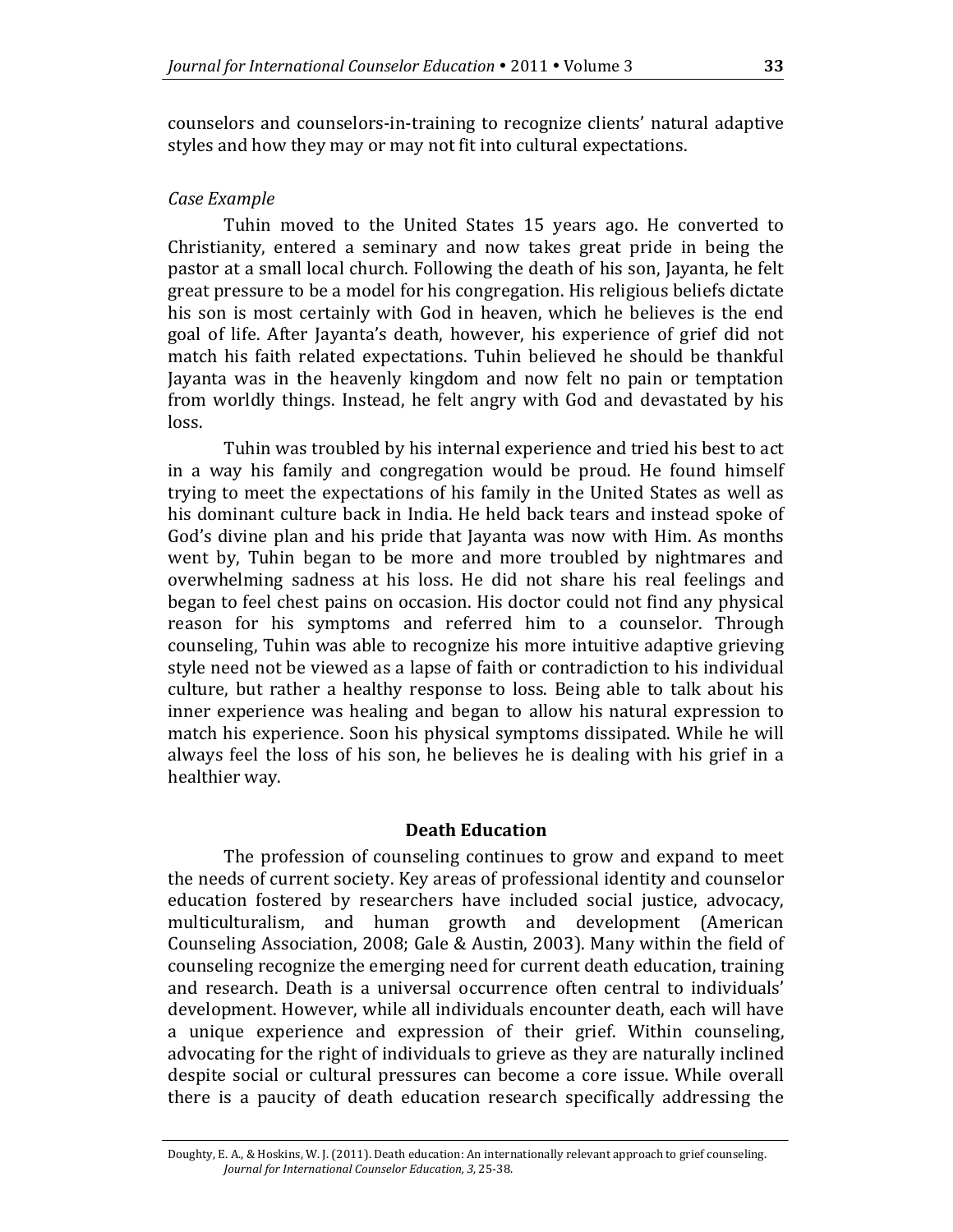counselors and counselors-in-training to recognize clients' natural adaptive styles and how they may or may not fit into cultural expectations.

*Case Example*

Tuhin moved to the United States 15 years ago. He converted to Christianity, entered a seminary and now takes great pride in being the pastor at a small local church. Following the death of his son, Jayanta, he felt great pressure to be a model for his congregation. His religious beliefs dictate his son is most certainly with God in heaven, which he believes is the end goal of life. After Jayanta's death, however, his experience of grief did not match his faith related expectations. Tuhin believed he should be thankful Jayanta was in the heavenly kingdom and now felt no pain or temptation from worldly things. Instead, he felt angry with God and devastated by his loss.

Tuhin was troubled by his internal experience and tried his best to act in a way his family and congregation would be proud. He found himself trying to meet the expectations of his family in the United States as well as his dominant culture back in India. He held back tears and instead spoke of God's divine plan and his pride that Jayanta was now with Him. As months went by, Tuhin began to be more and more troubled by nightmares and overwhelming sadness at his loss. He did not share his real feelings and began to feel chest pains on occasion. His doctor could not find any physical reason for his symptoms and referred him to a counselor. Through counseling, Tuhin was able to recognize his more intuitive adaptive grieving style need not be viewed as a lapse of faith or contradiction to his individual culture, but rather a healthy response to loss. Being able to talk about his inner experience was healing and began to allow his natural expression to match his experience. Soon his physical symptoms dissipated. While he will always feel the loss of his son, he believes he is dealing with his grief in a healthier way.

## Death Education

The profession of counseling continues to grow and expand to meet the needs of current society. Key areas of professional identity and counselor education fostered by researchers have included social justice, advocacy, multiculturalism, and human growth and development (American Counseling Association, 2008; Gale & Austin, 2003). Many within the field of counseling recognize the emerging need for current death education, training and research. Death is a universal occurrence often central to individuals' development. However, while all individuals encounter death, each will have a unique experience and expression of their grief. Within counseling, advocating for the right of individuals to grieve as they are naturally inclined despite social or cultural pressures can become a core issue. While overall there is a paucity of death education research specifically addressing the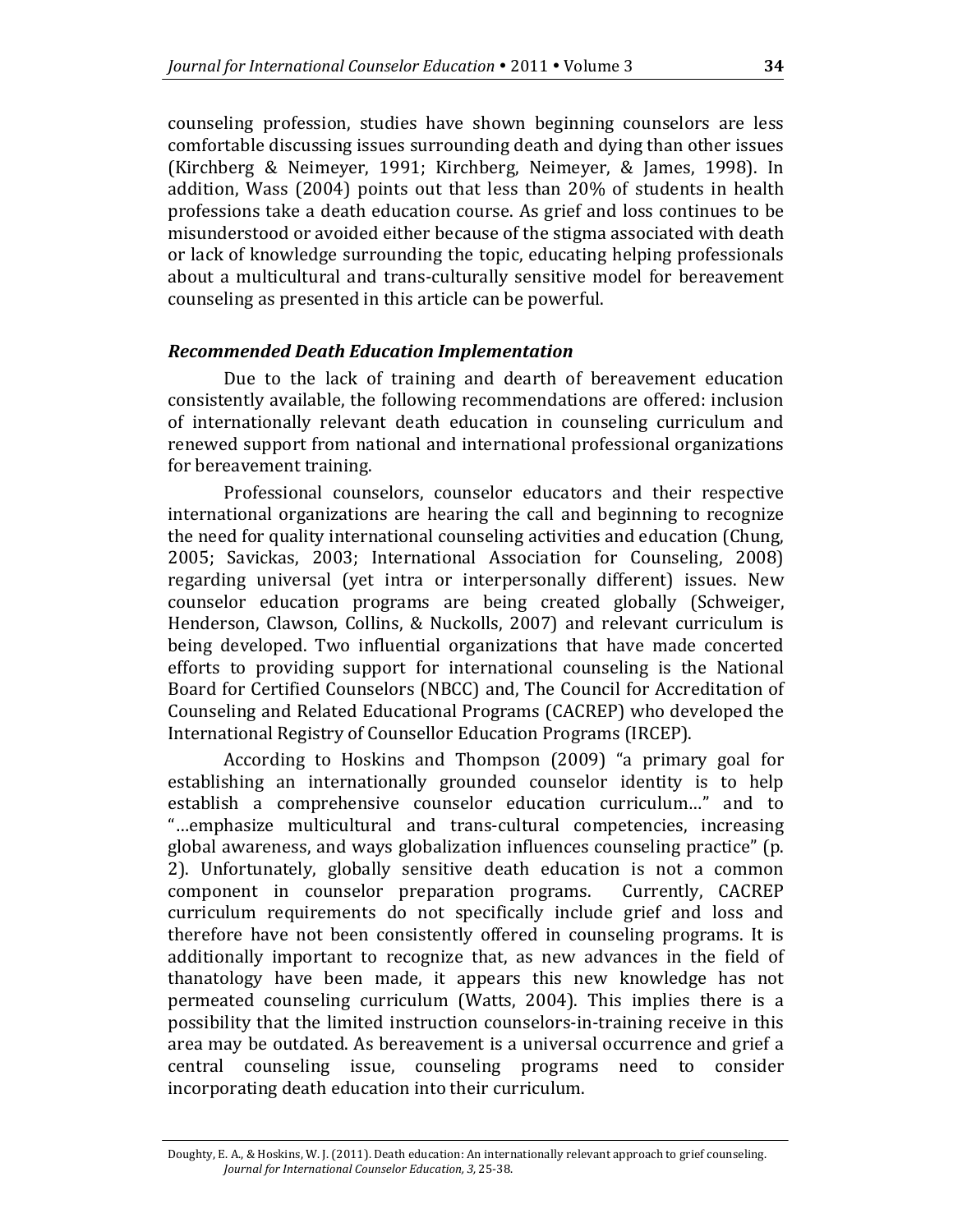counseling profession, studies have shown beginning counselors are less comfortable discussing issues surrounding death and dying than other issues (Kirchberg & Neimeyer, 1991; Kirchberg, Neimeyer, & James, 1998). In addition, Wass (2004) points out that less than 20% of students in health professions take a death education course. As grief and loss continues to be misunderstood or avoided either because of the stigma associated with death or lack of knowledge surrounding the topic, educating helping professionals about a multicultural and trans-culturally sensitive model for bereavement counseling as presented in this article can be powerful.

### *Recommended Death Education Implementation*

Due to the lack of training and dearth of bereavement education consistently available, the following recommendations are offered: inclusion of internationally relevant death education in counseling curriculum and renewed support from national and international professional organizations for bereavement training.

Professional counselors, counselor educators and their respective international organizations are hearing the call and beginning to recognize the need for quality international counseling activities and education (Chung, 2005; Savickas, 2003; International Association for Counseling, 2008) regarding universal (yet intra or interpersonally different) issues. New counselor education programs are being created globally (Schweiger, Henderson, Clawson, Collins, & Nuckolls, 2007) and relevant curriculum is being developed. Two influential organizations that have made concerted efforts to providing support for international counseling is the National Board for Certified Counselors (NBCC) and, The Council for Accreditation of Counseling and Related Educational Programs (CACREP) who developed the International Registry of Counsellor Education Programs (IRCEP).

According to Hoskins and Thompson (2009) "a primary goal for establishing an internationally grounded counselor identity is to help establish a comprehensive counselor education curriculum…" and to "…emphasize multicultural and trans-cultural competencies, increasing global awareness, and ways globalization influences counseling practice" (p. 2). Unfortunately, globally sensitive death education is not a common component in counselor preparation programs. Currently, CACREP curriculum requirements do not specifically include grief and loss and therefore have not been consistently offered in counseling programs. It is additionally important to recognize that, as new advances in the field of thanatology have been made, it appears this new knowledge has not permeated counseling curriculum (Watts, 2004). This implies there is a possibility that the limited instruction counselors-in-training receive in this area may be outdated. As bereavement is a universal occurrence and grief a central counseling issue, counseling programs need to consider incorporating death education into their curriculum.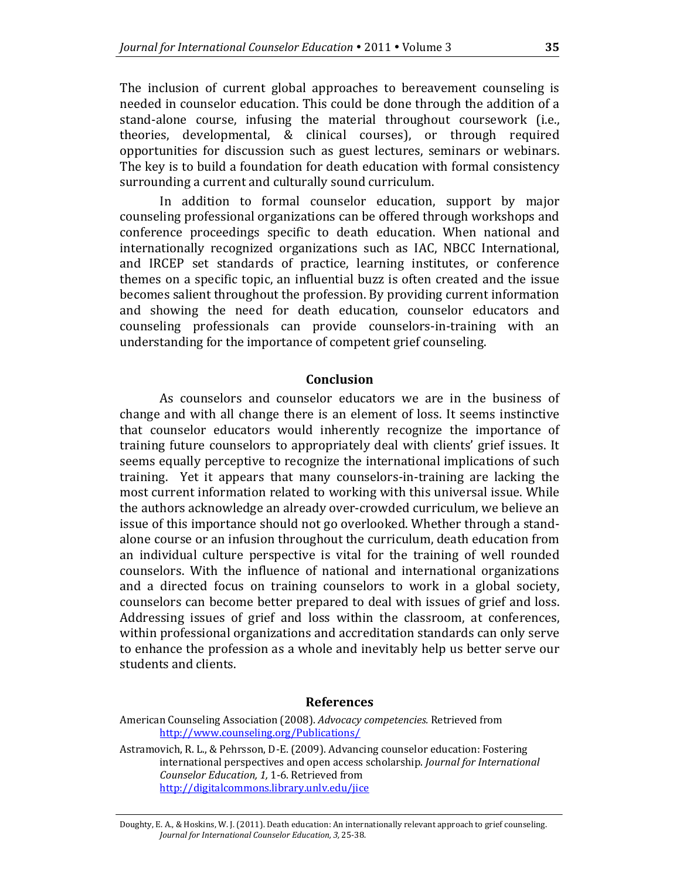The inclusion of current global approaches to bereavement counseling is needed in counselor education. This could be done through the addition of a stand-alone course, infusing the material throughout coursework (i.e., theories, developmental, & clinical courses), or through required opportunities for discussion such as guest lectures, seminars or webinars. The key is to build a foundation for death education with formal consistency surrounding a current and culturally sound curriculum.

In addition to formal counselor education, support by major counseling professional organizations can be offered through workshops and conference proceedings specific to death education. When national and internationally recognized organizations such as IAC, NBCC International, and IRCEP set standards of practice, learning institutes, or conference themes on a specific topic, an influential buzz is often created and the issue becomes salient throughout the profession. By providing current information and showing the need for death education, counselor educators and counseling professionals can provide counselors-in-training with an understanding for the importance of competent grief counseling.

## Conclusion

As counselors and counselor educators we are in the business of change and with all change there is an element of loss. It seems instinctive that counselor educators would inherently recognize the importance of training future counselors to appropriately deal with clients' grief issues. It seems equally perceptive to recognize the international implications of such training. Yet it appears that many counselors-in-training are lacking the most current information related to working with this universal issue. While the authors acknowledge an already over-crowded curriculum, we believe an issue of this importance should not go overlooked. Whether through a stand-alone course or an infusion throughout the curriculum, death education from an individual culture perspective is vital for the training of well rounded counselors. With the influence of national and international organizations and a directed focus on training counselors to work in a global society, counselors can become better prepared to deal with issues of grief and loss. Addressing issues of grief and loss within the classroom, at conferences, within professional organizations and accreditation standards can only serve to enhance the profession as a whole and inevitably help us better serve our students and clients.

## References

American Counseling Association (2008). *Advocacy competencies.* Retrieved from http://www.counseling.org/Publications/

Astramovich, R. L., & Pehrsson, D-E. (2009). Advancing counselor education: Fostering international perspectives and open access scholarship. *Journal for International Counselor Education, 1,* 1-6. Retrieved from http://digitalcommons.library.unlv.edu/jice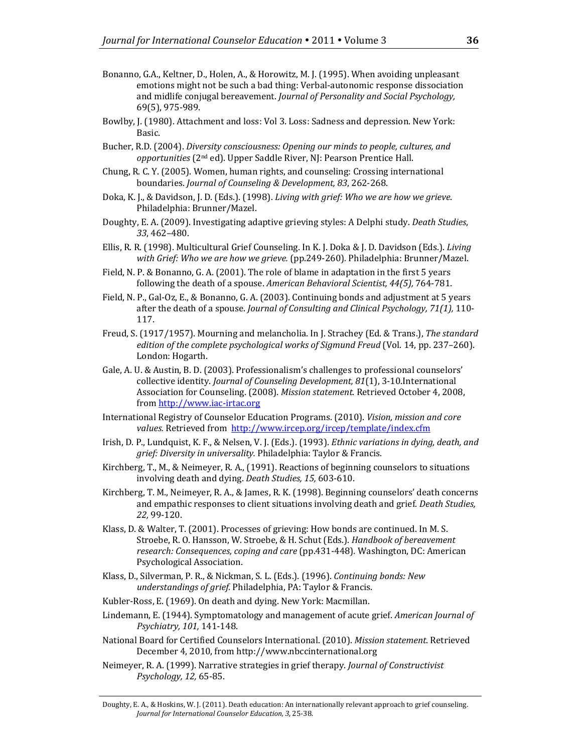Bonanno, G.A., Keltner, D., Holen, A., & Horowitz, M. J. (1995). When avoiding unpleasant emotions might not be such a bad thing: Verbal-autonomic response dissociation and midlife conjugal bereavement. *Journal of Personality and Social Psychology,* 69(5), 975-989.

Bowlby, J. (1980). Attachment and loss: Vol 3. Loss: Sadness and depression. New York: Basic.

Bucher, R.D. (2004). *Diversity consciousness: Opening our minds to people, cultures, and opportunities* (2nd ed). Upper Saddle River, NJ: Pearson Prentice Hall.

Chung, R. C. Y. (2005). Women, human rights, and counseling: Crossing international boundaries. *Journal of Counseling & Development, 83*, 262-268.

Doka, K. J., & Davidson, J. D. (Eds.). (1998). *Living with grief: Who we are how we grieve*. Philadelphia: Brunner/Mazel.

Doughty, E. A. (2009). Investigating adaptive grieving styles: A Delphi study. *Death Studies*, *33*, 462–480.

Ellis, R. R. (1998). Multicultural Grief Counseling. In K. J. Doka & J. D. Davidson (Eds.). *Living with Grief: Who we are how we grieve.* (pp.249-260). Philadelphia: Brunner/Mazel.

Field, N. P. & Bonanno, G. A. (2001). The role of blame in adaptation in the first 5 years following the death of a spouse. *American Behavioral Scientist, 44(5),* 764-781.

Field, N. P., Gal-Oz, E., & Bonanno, G. A. (2003). Continuing bonds and adjustment at 5 years after the death of a spouse. *Journal of Consulting and Clinical Psychology, 71(1),* 110-117.

Freud, S. (1917/1957). Mourning and melancholia. In J. Strachey (Ed. & Trans.), *The standard edition of the complete psychological works of Sigmund Freud* (Vol. 14, pp. 237–260). London: Hogarth.

Gale, A. U. & Austin, B. D. (2003). Professionalism's challenges to professional counselors' collective identity. *Journal of Counseling Development, 81*(1), 3-10.International Association for Counseling. (2008). *Mission statement*. Retrieved October 4, 2008, from http://www.iac-irtac.org

International Registry of Counselor Education Programs. (2010). *Vision, mission and core values.* Retrieved from http://www.ircep.org/ircep/template/index.cfm

Irish, D. P., Lundquist, K. F., & Nelsen, V. J. (Eds.). (1993). *Ethnic variations in dying, death, and grief: Diversity in universality.* Philadelphia: Taylor & Francis.

Kirchberg, T., M., & Neimeyer, R. A., (1991). Reactions of beginning counselors to situations involving death and dying. *Death Studies, 15,* 603-610.

Kirchberg, T. M., Neimeyer, R. A., & James, R. K. (1998). Beginning counselors' death concerns and empathic responses to client situations involving death and grief. *Death Studies, 22,* 99-120.

Klass, D. & Walter, T. (2001). Processes of grieving: How bonds are continued. In M. S. Stroebe, R. O. Hansson, W. Stroebe, & H. Schut (Eds.). *Handbook of bereavement research: Consequences, coping and care* (pp.431-448). Washington, DC: American Psychological Association.

Klass, D., Silverman, P. R., & Nickman, S. L. (Eds.). (1996). *Continuing bonds: New understandings of grief.* Philadelphia, PA: Taylor & Francis.

Kubler-Ross, E. (1969). On death and dying. New York: Macmillan.

Lindemann, E. (1944). Symptomatology and management of acute grief. *American Journal of Psychiatry, 101,* 141-148.

National Board for Certified Counselors International. (2010). *Mission statement*. Retrieved December 4, 2010, from http://www.nbccinternational.org

Neimeyer, R. A. (1999). Narrative strategies in grief therapy. *Journal of Constructivist Psychology, 12,* 65-85.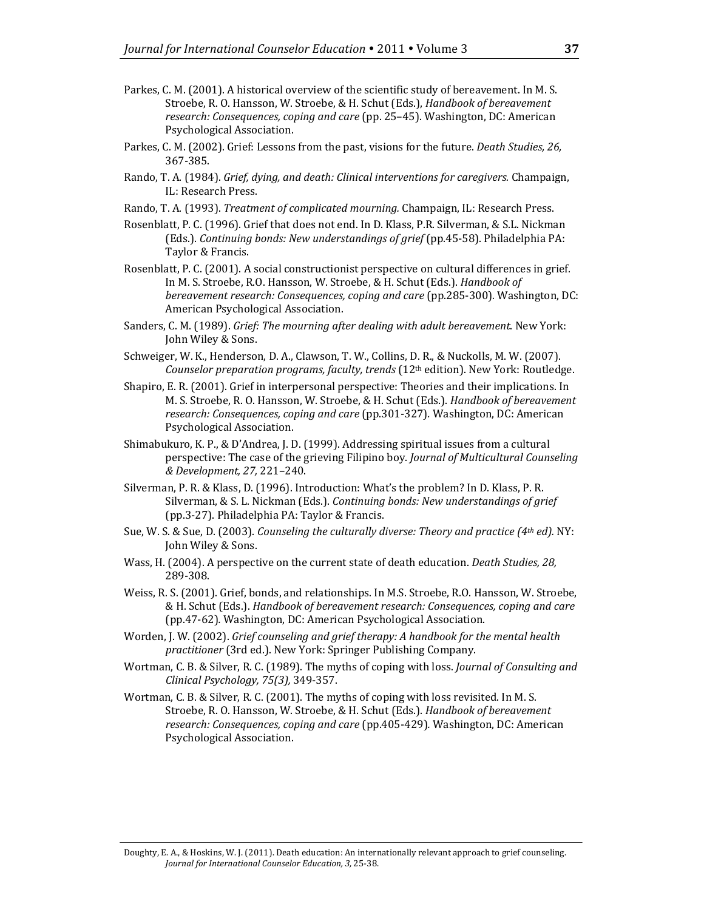Parkes, C. M. (2001). A historical overview of the scientific study of bereavement. In M. S. Stroebe, R. O. Hansson, W. Stroebe, & H. Schut (Eds.), *Handbook of bereavement research: Consequences, coping and care* (pp. 25–45). Washington, DC: American Psychological Association.

Parkes, C. M. (2002). Grief: Lessons from the past, visions for the future. *Death Studies, 26,* 367-385.

Rando, T. A. (1984). *Grief, dying, and death: Clinical interventions for caregivers.* Champaign, IL: Research Press.

Rando, T. A. (1993). *Treatment of complicated mourning.* Champaign, IL: Research Press.

Rosenblatt, P. C. (1996). Grief that does not end. In D. Klass, P.R. Silverman, & S.L. Nickman (Eds.). *Continuing bonds: New understandings of grief* (pp.45-58). Philadelphia PA: Taylor & Francis.

Rosenblatt, P. C. (2001). A social constructionist perspective on cultural differences in grief. In M. S. Stroebe, R.O. Hansson, W. Stroebe, & H. Schut (Eds.). *Handbook of bereavement research: Consequences, coping and care* (pp.285-300). Washington, DC: American Psychological Association.

Sanders, C. M. (1989). *Grief: The mourning after dealing with adult bereavement.* New York: John Wiley & Sons.

Schweiger, W. K., Henderson, D. A., Clawson, T. W., Collins, D. R., & Nuckolls, M. W. (2007). *Counselor preparation programs, faculty, trends* (12th edition). New York: Routledge.

Shapiro, E. R. (2001). Grief in interpersonal perspective: Theories and their implications. In M. S. Stroebe, R. O. Hansson, W. Stroebe, & H. Schut (Eds.). *Handbook of bereavement research: Consequences, coping and care* (pp.301-327). Washington, DC: American Psychological Association.

Shimabukuro, K. P., & D'Andrea, J. D. (1999). Addressing spiritual issues from a cultural perspective: The case of the grieving Filipino boy. *Journal of Multicultural Counseling & Development, 27,* 221–240.

Silverman, P. R. & Klass, D. (1996). Introduction: What's the problem? In D. Klass, P. R. Silverman, & S. L. Nickman (Eds.). *Continuing bonds: New understandings of grief* (pp.3-27). Philadelphia PA: Taylor & Francis.

Sue, W. S. & Sue, D. (2003). *Counseling the culturally diverse: Theory and practice (4th ed).* NY: John Wiley & Sons.

Wass, H. (2004). A perspective on the current state of death education. *Death Studies, 28,* 289-308.

Weiss, R. S. (2001). Grief, bonds, and relationships. In M.S. Stroebe, R.O. Hansson, W. Stroebe, & H. Schut (Eds.). *Handbook of bereavement research: Consequences, coping and care* (pp.47-62). Washington, DC: American Psychological Association.

Worden, J. W. (2002). *Grief counseling and grief therapy: A handbook for the mental health practitioner* (3rd ed.). New York: Springer Publishing Company.

Wortman, C. B. & Silver, R. C. (1989). The myths of coping with loss. *Journal of Consulting and Clinical Psychology, 75(3),* 349-357.

Wortman, C. B. & Silver, R. C. (2001). The myths of coping with loss revisited. In M. S. Stroebe, R. O. Hansson, W. Stroebe, & H. Schut (Eds.). *Handbook of bereavement research: Consequences, coping and care* (pp.405-429). Washington, DC: American Psychological Association.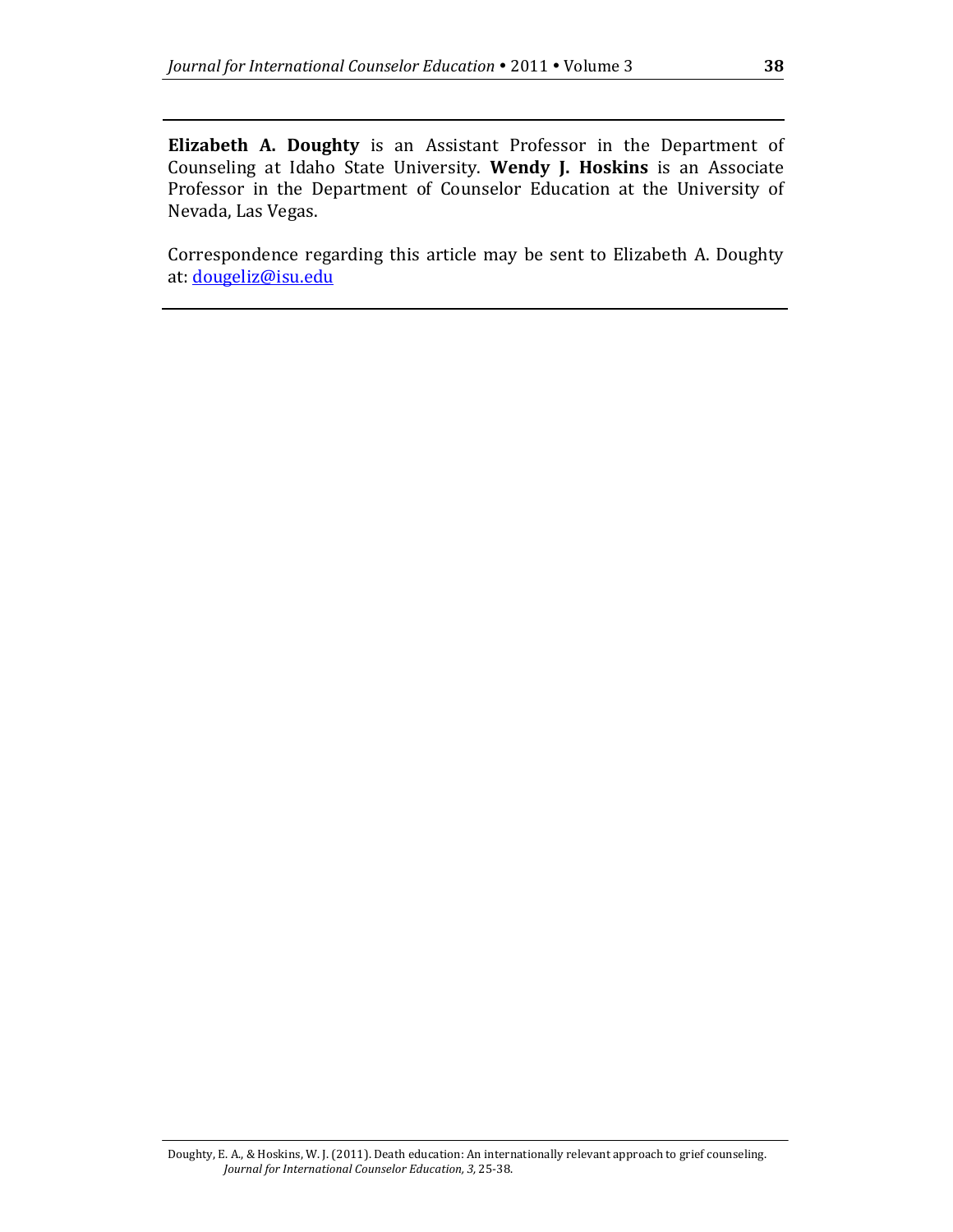**Elizabeth A. Doughty** is an Assistant Professor in the Department of Counseling at Idaho State University. **Wendy J. Hoskins** is an Associate Professor in the Department of Counselor Education at the University of Nevada, Las Vegas.

Correspondence regarding this article may be sent to Elizabeth A. Doughty at: dougeliz@isu.edu

Doughty, E. A., & Hoskins, W. J. (2011). Death education: An internationally relevant approach to grief counseling. *Journal for International Counselor Education, 3*, 25-38.